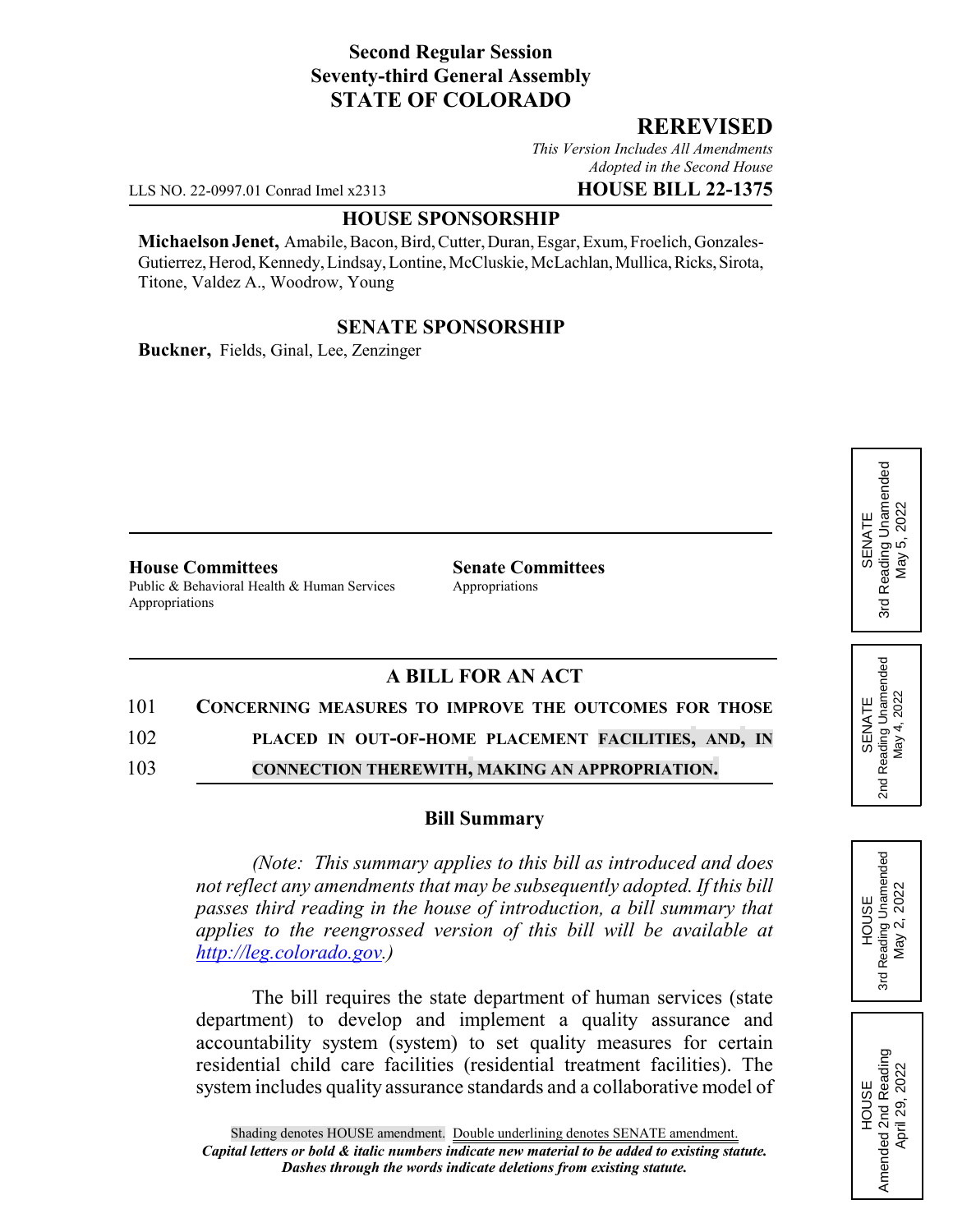**Second Regular Session**
**Seventy-third General Assembly**
**STATE OF COLORADO**

## REREVISED

*This Version Includes All Amendments Adopted in the Second House*

LLS NO. 22-0997.01 Conrad Imel x2313 **HOUSE BILL 22-1375**

### HOUSE SPONSORSHIP

**Michaelson Jenet,** Amabile, Bacon, Bird, Cutter, Duran, Esgar, Exum, Froelich, Gonzales-Gutierrez, Herod, Kennedy, Lindsay, Lontine, McCluskie, McLachlan, Mullica, Ricks, Sirota, Titone, Valdez A., Woodrow, Young

### SENATE SPONSORSHIP

**Buckner,** Fields, Ginal, Lee, Zenzinger

**House Committees**
Public & Behavioral Health & Human Services
Appropriations

**Senate Committees**
Appropriations

SENATE 3rd Reading Unamended May 5, 2022

SENATE 2nd Reading Unamended May 4, 2022

HOUSE 3rd Reading Unamended May 2, 2022

HOUSE Amended 2nd Reading April 29, 2022

### A BILL FOR AN ACT

101 CONCERNING MEASURES TO IMPROVE THE OUTCOMES FOR THOSE
102 PLACED IN OUT-OF-HOME PLACEMENT FACILITIES, AND, IN
103 CONNECTION THEREWITH, MAKING AN APPROPRIATION.

### Bill Summary

*(Note: This summary applies to this bill as introduced and does not reflect any amendments that may be subsequently adopted. If this bill passes third reading in the house of introduction, a bill summary that applies to the reengrossed version of this bill will be available at http://leg.colorado.gov.)*

The bill requires the state department of human services (state department) to develop and implement a quality assurance and accountability system (system) to set quality measures for certain residential child care facilities (residential treatment facilities). The system includes quality assurance standards and a collaborative model of

Shading denotes HOUSE amendment. Double underlining denotes SENATE amendment.
*Capital letters or bold & italic numbers indicate new material to be added to existing statute.*
*Dashes through the words indicate deletions from existing statute.*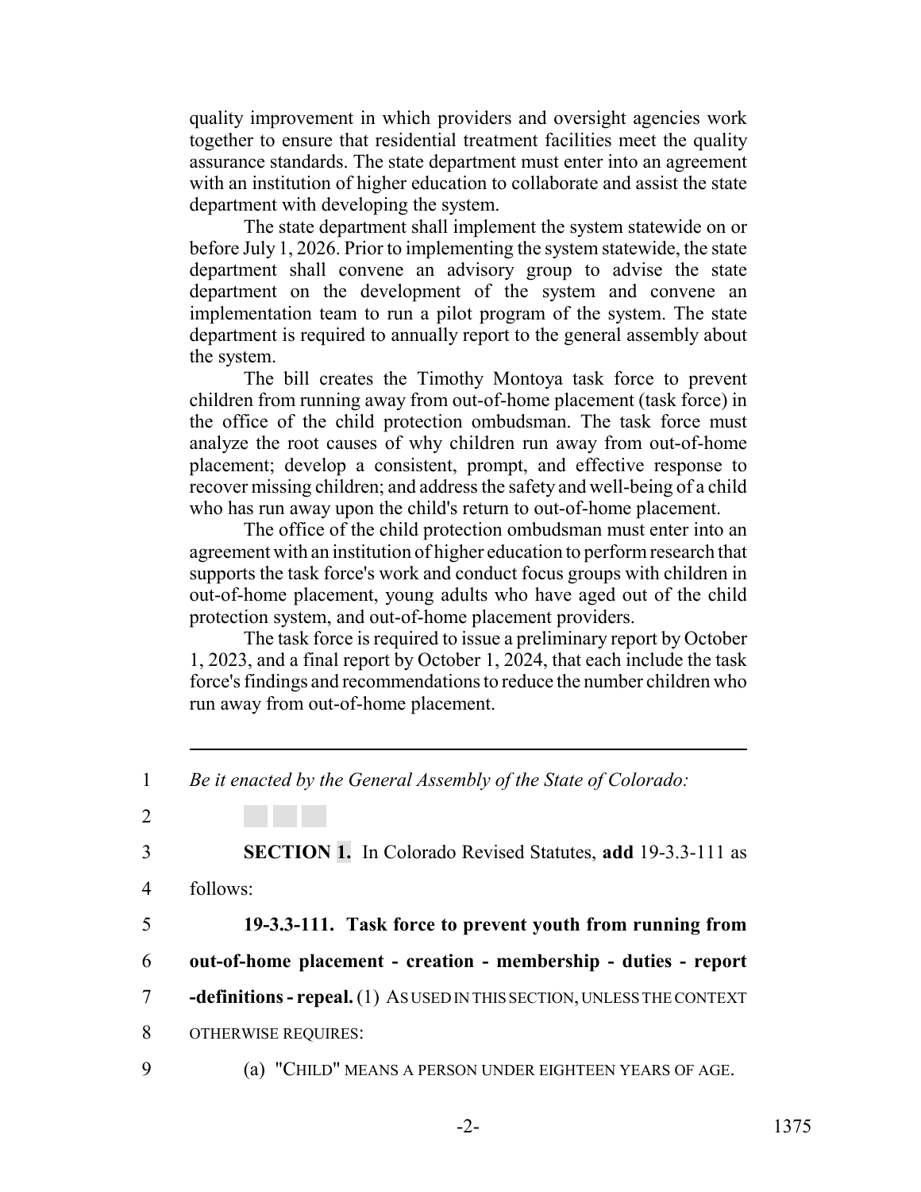quality improvement in which providers and oversight agencies work together to ensure that residential treatment facilities meet the quality assurance standards. The state department must enter into an agreement with an institution of higher education to collaborate and assist the state department with developing the system.

The state department shall implement the system statewide on or before July 1, 2026. Prior to implementing the system statewide, the state department shall convene an advisory group to advise the state department on the development of the system and convene an implementation team to run a pilot program of the system. The state department is required to annually report to the general assembly about the system.

The bill creates the Timothy Montoya task force to prevent children from running away from out-of-home placement (task force) in the office of the child protection ombudsman. The task force must analyze the root causes of why children run away from out-of-home placement; develop a consistent, prompt, and effective response to recover missing children; and address the safety and well-being of a child who has run away upon the child's return to out-of-home placement.

The office of the child protection ombudsman must enter into an agreement with an institution of higher education to perform research that supports the task force's work and conduct focus groups with children in out-of-home placement, young adults who have aged out of the child protection system, and out-of-home placement providers.

The task force is required to issue a preliminary report by October 1, 2023, and a final report by October 1, 2024, that each include the task force's findings and recommendations to reduce the number children who run away from out-of-home placement.

---

1 *Be it enacted by the General Assembly of the State of Colorado:*

2

3 **SECTION 1.** In Colorado Revised Statutes, **add** 19-3.3-111 as

4 follows:

5 **19-3.3-111. Task force to prevent youth from running from**

6 **out-of-home placement - creation - membership - duties - report**

7 **-definitions - repeal.** (1) AS USED IN THIS SECTION, UNLESS THE CONTEXT

8 OTHERWISE REQUIRES:

9 (a) "CHILD" MEANS A PERSON UNDER EIGHTEEN YEARS OF AGE.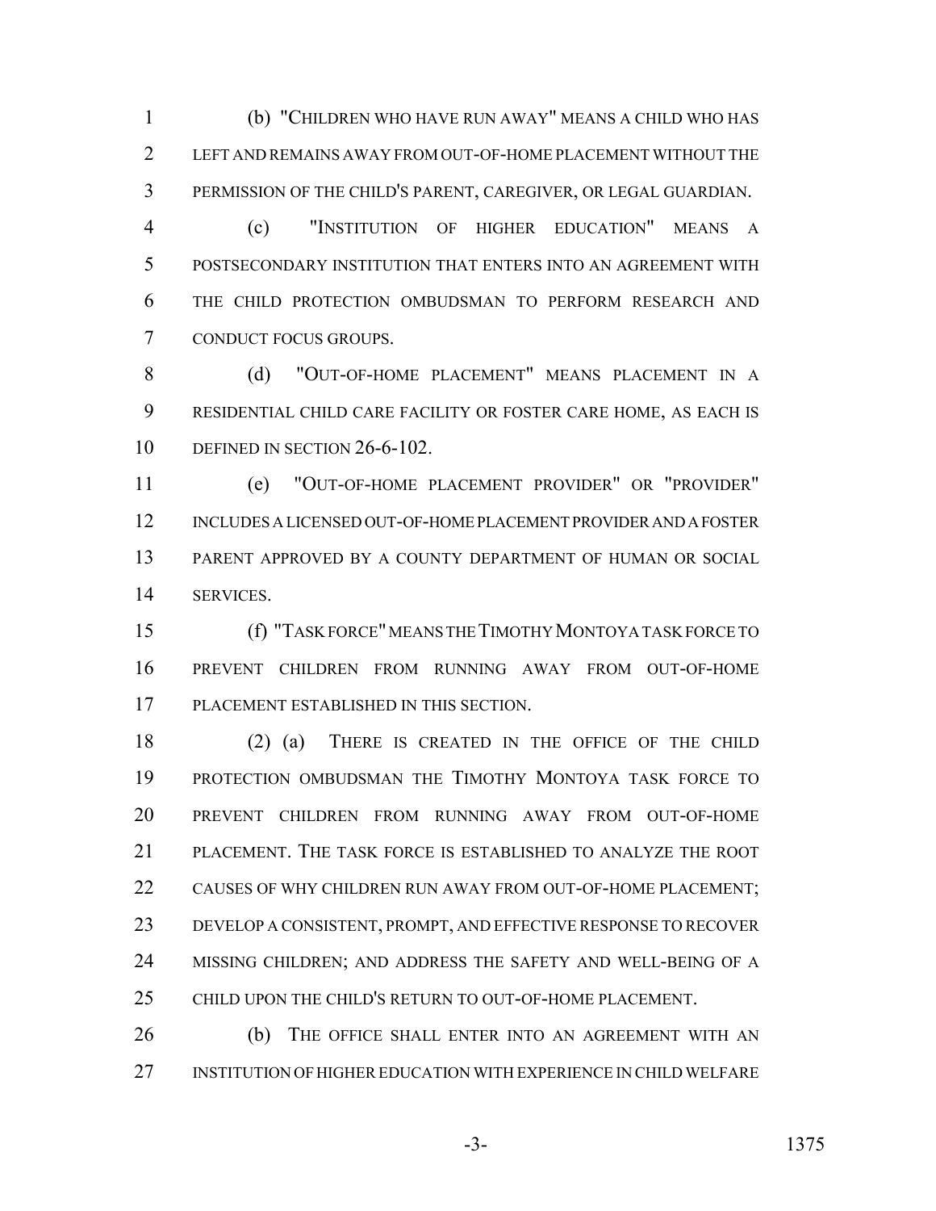(b) "CHILDREN WHO HAVE RUN AWAY" MEANS A CHILD WHO HAS LEFT AND REMAINS AWAY FROM OUT-OF-HOME PLACEMENT WITHOUT THE PERMISSION OF THE CHILD'S PARENT, CAREGIVER, OR LEGAL GUARDIAN.

(c) "INSTITUTION OF HIGHER EDUCATION" MEANS A POSTSECONDARY INSTITUTION THAT ENTERS INTO AN AGREEMENT WITH THE CHILD PROTECTION OMBUDSMAN TO PERFORM RESEARCH AND CONDUCT FOCUS GROUPS.

(d) "OUT-OF-HOME PLACEMENT" MEANS PLACEMENT IN A RESIDENTIAL CHILD CARE FACILITY OR FOSTER CARE HOME, AS EACH IS DEFINED IN SECTION 26-6-102.

(e) "OUT-OF-HOME PLACEMENT PROVIDER" OR "PROVIDER" INCLUDES A LICENSED OUT-OF-HOME PLACEMENT PROVIDER AND A FOSTER PARENT APPROVED BY A COUNTY DEPARTMENT OF HUMAN OR SOCIAL SERVICES.

(f) "TASK FORCE" MEANS THE TIMOTHY MONTOYA TASK FORCE TO PREVENT CHILDREN FROM RUNNING AWAY FROM OUT-OF-HOME PLACEMENT ESTABLISHED IN THIS SECTION.

(2) (a) THERE IS CREATED IN THE OFFICE OF THE CHILD PROTECTION OMBUDSMAN THE TIMOTHY MONTOYA TASK FORCE TO PREVENT CHILDREN FROM RUNNING AWAY FROM OUT-OF-HOME PLACEMENT. THE TASK FORCE IS ESTABLISHED TO ANALYZE THE ROOT CAUSES OF WHY CHILDREN RUN AWAY FROM OUT-OF-HOME PLACEMENT; DEVELOP A CONSISTENT, PROMPT, AND EFFECTIVE RESPONSE TO RECOVER MISSING CHILDREN; AND ADDRESS THE SAFETY AND WELL-BEING OF A CHILD UPON THE CHILD'S RETURN TO OUT-OF-HOME PLACEMENT.

(b) THE OFFICE SHALL ENTER INTO AN AGREEMENT WITH AN INSTITUTION OF HIGHER EDUCATION WITH EXPERIENCE IN CHILD WELFARE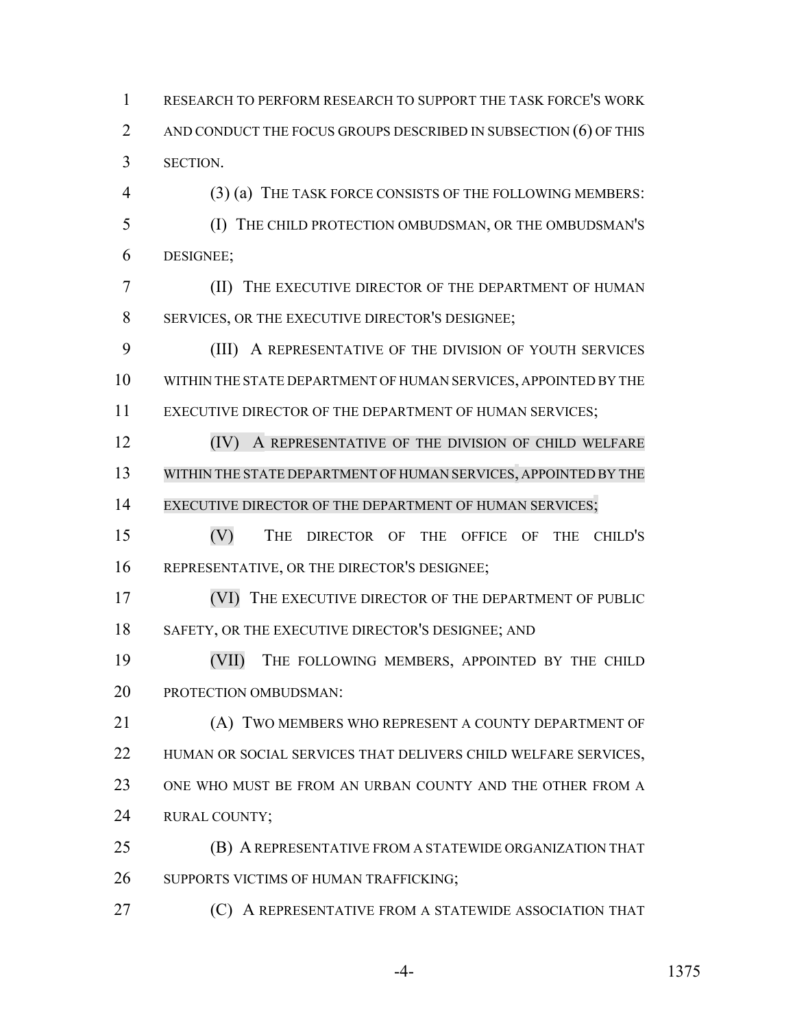RESEARCH TO PERFORM RESEARCH TO SUPPORT THE TASK FORCE'S WORK AND CONDUCT THE FOCUS GROUPS DESCRIBED IN SUBSECTION (6) OF THIS SECTION.

(3) (a) THE TASK FORCE CONSISTS OF THE FOLLOWING MEMBERS:

(I) THE CHILD PROTECTION OMBUDSMAN, OR THE OMBUDSMAN'S DESIGNEE;

(II) THE EXECUTIVE DIRECTOR OF THE DEPARTMENT OF HUMAN SERVICES, OR THE EXECUTIVE DIRECTOR'S DESIGNEE;

(III) A REPRESENTATIVE OF THE DIVISION OF YOUTH SERVICES WITHIN THE STATE DEPARTMENT OF HUMAN SERVICES, APPOINTED BY THE EXECUTIVE DIRECTOR OF THE DEPARTMENT OF HUMAN SERVICES;

(IV) A REPRESENTATIVE OF THE DIVISION OF CHILD WELFARE WITHIN THE STATE DEPARTMENT OF HUMAN SERVICES, APPOINTED BY THE EXECUTIVE DIRECTOR OF THE DEPARTMENT OF HUMAN SERVICES;

(V) THE DIRECTOR OF THE OFFICE OF THE CHILD'S REPRESENTATIVE, OR THE DIRECTOR'S DESIGNEE;

(VI) THE EXECUTIVE DIRECTOR OF THE DEPARTMENT OF PUBLIC SAFETY, OR THE EXECUTIVE DIRECTOR'S DESIGNEE; AND

(VII) THE FOLLOWING MEMBERS, APPOINTED BY THE CHILD PROTECTION OMBUDSMAN:

(A) TWO MEMBERS WHO REPRESENT A COUNTY DEPARTMENT OF HUMAN OR SOCIAL SERVICES THAT DELIVERS CHILD WELFARE SERVICES, ONE WHO MUST BE FROM AN URBAN COUNTY AND THE OTHER FROM A RURAL COUNTY;

(B) A REPRESENTATIVE FROM A STATEWIDE ORGANIZATION THAT SUPPORTS VICTIMS OF HUMAN TRAFFICKING;

(C) A REPRESENTATIVE FROM A STATEWIDE ASSOCIATION THAT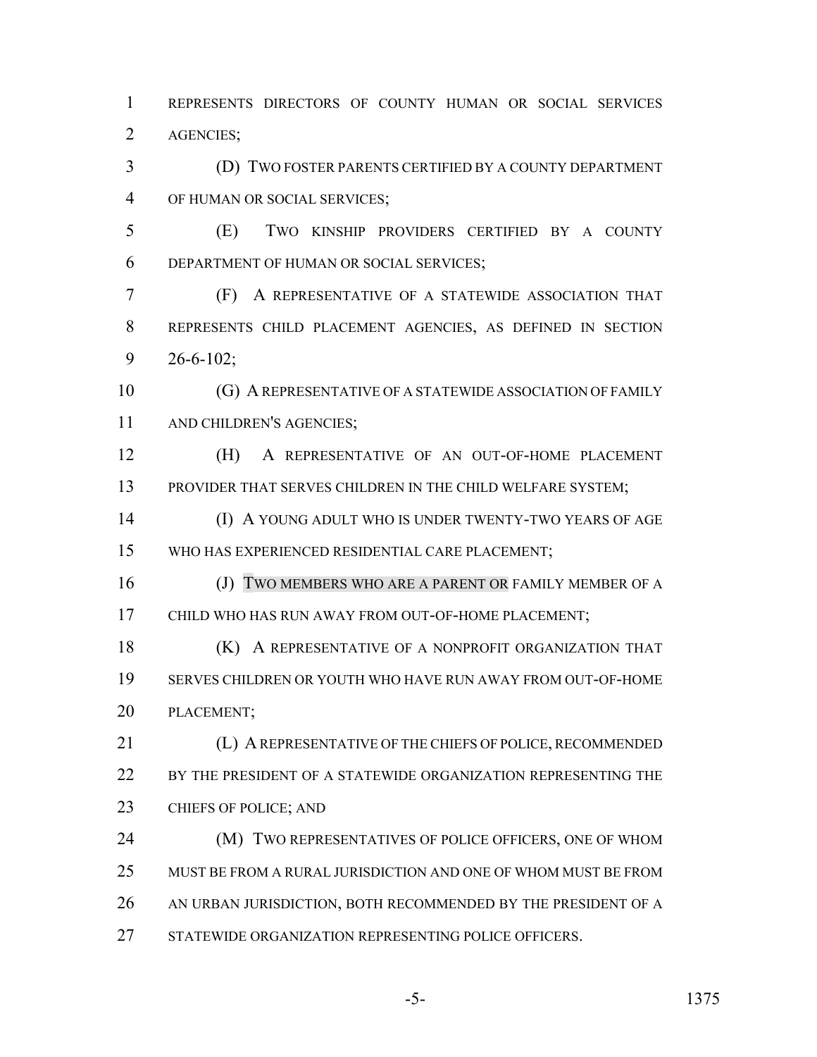REPRESENTS DIRECTORS OF COUNTY HUMAN OR SOCIAL SERVICES AGENCIES;

(D) TWO FOSTER PARENTS CERTIFIED BY A COUNTY DEPARTMENT OF HUMAN OR SOCIAL SERVICES;

(E) TWO KINSHIP PROVIDERS CERTIFIED BY A COUNTY DEPARTMENT OF HUMAN OR SOCIAL SERVICES;

(F) A REPRESENTATIVE OF A STATEWIDE ASSOCIATION THAT REPRESENTS CHILD PLACEMENT AGENCIES, AS DEFINED IN SECTION 26-6-102;

(G) A REPRESENTATIVE OF A STATEWIDE ASSOCIATION OF FAMILY AND CHILDREN'S AGENCIES;

(H) A REPRESENTATIVE OF AN OUT-OF-HOME PLACEMENT PROVIDER THAT SERVES CHILDREN IN THE CHILD WELFARE SYSTEM;

(I) A YOUNG ADULT WHO IS UNDER TWENTY-TWO YEARS OF AGE WHO HAS EXPERIENCED RESIDENTIAL CARE PLACEMENT;

(J) TWO MEMBERS WHO ARE A PARENT OR FAMILY MEMBER OF A CHILD WHO HAS RUN AWAY FROM OUT-OF-HOME PLACEMENT;

(K) A REPRESENTATIVE OF A NONPROFIT ORGANIZATION THAT SERVES CHILDREN OR YOUTH WHO HAVE RUN AWAY FROM OUT-OF-HOME PLACEMENT;

(L) A REPRESENTATIVE OF THE CHIEFS OF POLICE, RECOMMENDED BY THE PRESIDENT OF A STATEWIDE ORGANIZATION REPRESENTING THE CHIEFS OF POLICE; AND

(M) TWO REPRESENTATIVES OF POLICE OFFICERS, ONE OF WHOM MUST BE FROM A RURAL JURISDICTION AND ONE OF WHOM MUST BE FROM AN URBAN JURISDICTION, BOTH RECOMMENDED BY THE PRESIDENT OF A STATEWIDE ORGANIZATION REPRESENTING POLICE OFFICERS.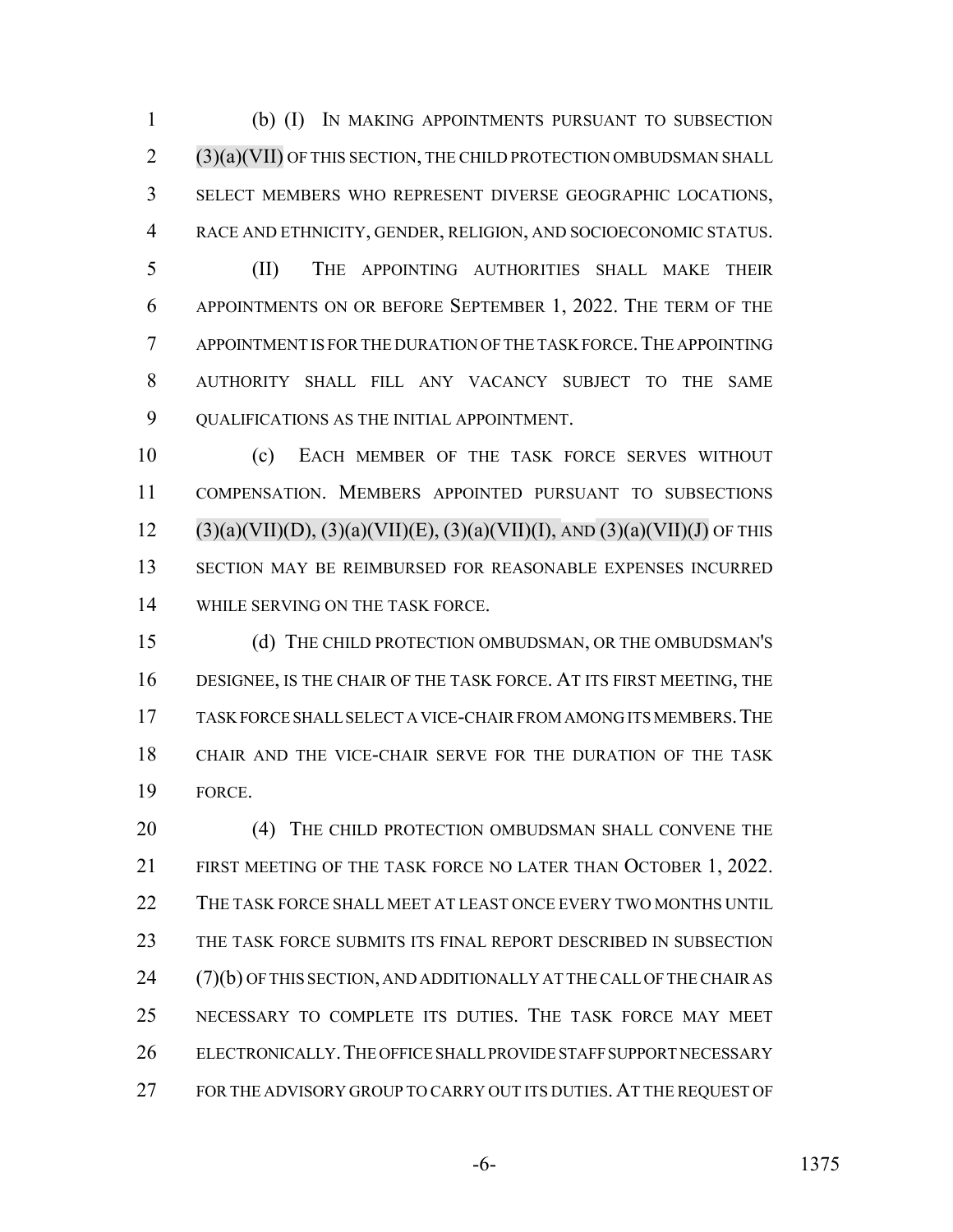(b) (I) IN MAKING APPOINTMENTS PURSUANT TO SUBSECTION (3)(a)(VII) OF THIS SECTION, THE CHILD PROTECTION OMBUDSMAN SHALL SELECT MEMBERS WHO REPRESENT DIVERSE GEOGRAPHIC LOCATIONS, RACE AND ETHNICITY, GENDER, RELIGION, AND SOCIOECONOMIC STATUS.

(II) THE APPOINTING AUTHORITIES SHALL MAKE THEIR APPOINTMENTS ON OR BEFORE SEPTEMBER 1, 2022. THE TERM OF THE APPOINTMENT IS FOR THE DURATION OF THE TASK FORCE. THE APPOINTING AUTHORITY SHALL FILL ANY VACANCY SUBJECT TO THE SAME QUALIFICATIONS AS THE INITIAL APPOINTMENT.

(c) EACH MEMBER OF THE TASK FORCE SERVES WITHOUT COMPENSATION. MEMBERS APPOINTED PURSUANT TO SUBSECTIONS (3)(a)(VII)(D), (3)(a)(VII)(E), (3)(a)(VII)(I), AND (3)(a)(VII)(J) OF THIS SECTION MAY BE REIMBURSED FOR REASONABLE EXPENSES INCURRED WHILE SERVING ON THE TASK FORCE.

(d) THE CHILD PROTECTION OMBUDSMAN, OR THE OMBUDSMAN'S DESIGNEE, IS THE CHAIR OF THE TASK FORCE. AT ITS FIRST MEETING, THE TASK FORCE SHALL SELECT A VICE-CHAIR FROM AMONG ITS MEMBERS. THE CHAIR AND THE VICE-CHAIR SERVE FOR THE DURATION OF THE TASK FORCE.

(4) THE CHILD PROTECTION OMBUDSMAN SHALL CONVENE THE FIRST MEETING OF THE TASK FORCE NO LATER THAN OCTOBER 1, 2022. THE TASK FORCE SHALL MEET AT LEAST ONCE EVERY TWO MONTHS UNTIL THE TASK FORCE SUBMITS ITS FINAL REPORT DESCRIBED IN SUBSECTION (7)(b) OF THIS SECTION, AND ADDITIONALLY AT THE CALL OF THE CHAIR AS NECESSARY TO COMPLETE ITS DUTIES. THE TASK FORCE MAY MEET ELECTRONICALLY. THE OFFICE SHALL PROVIDE STAFF SUPPORT NECESSARY FOR THE ADVISORY GROUP TO CARRY OUT ITS DUTIES. AT THE REQUEST OF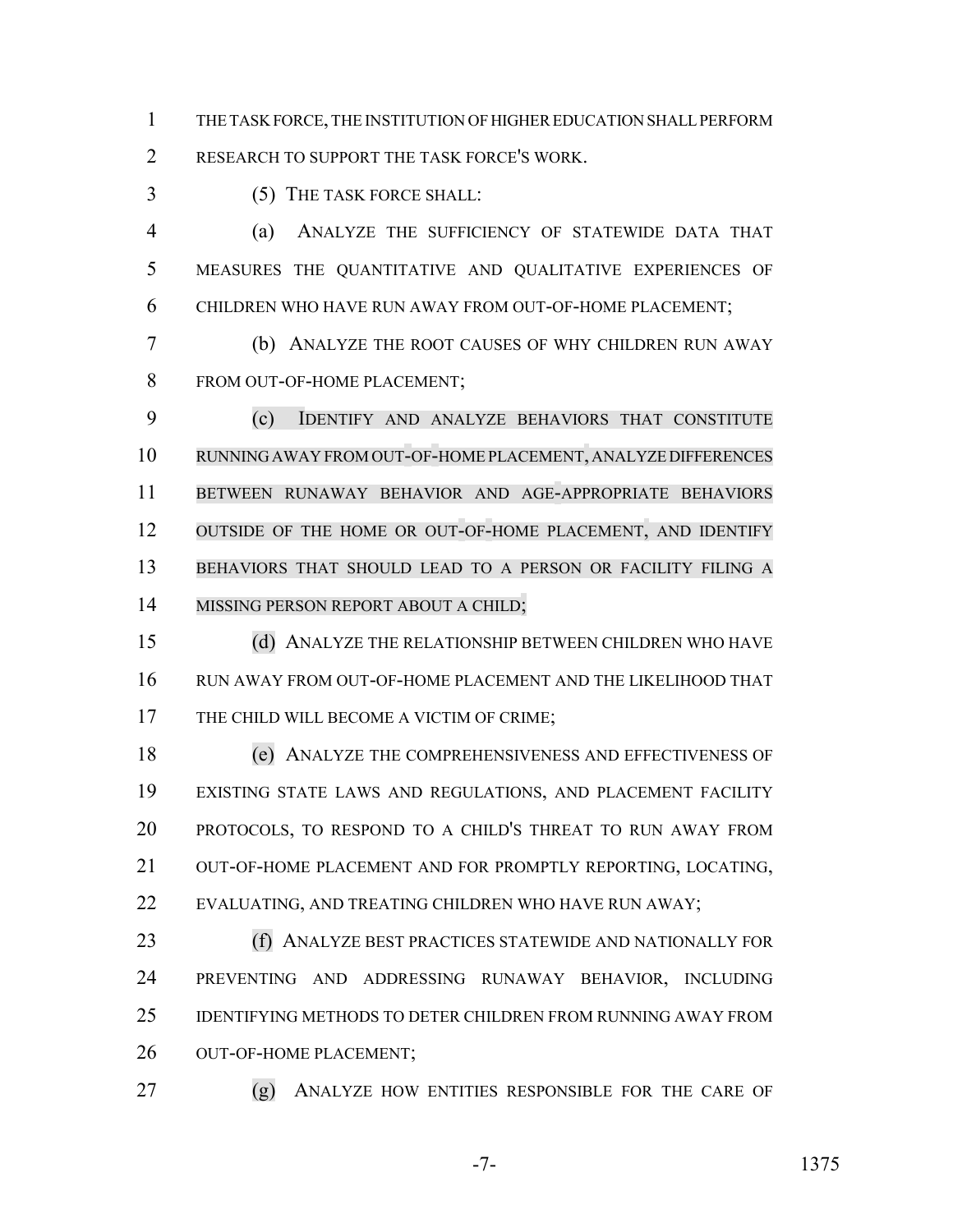THE TASK FORCE, THE INSTITUTION OF HIGHER EDUCATION SHALL PERFORM RESEARCH TO SUPPORT THE TASK FORCE'S WORK.

(5) THE TASK FORCE SHALL:

(a) ANALYZE THE SUFFICIENCY OF STATEWIDE DATA THAT MEASURES THE QUANTITATIVE AND QUALITATIVE EXPERIENCES OF CHILDREN WHO HAVE RUN AWAY FROM OUT-OF-HOME PLACEMENT;

(b) ANALYZE THE ROOT CAUSES OF WHY CHILDREN RUN AWAY FROM OUT-OF-HOME PLACEMENT;

(c) IDENTIFY AND ANALYZE BEHAVIORS THAT CONSTITUTE RUNNING AWAY FROM OUT-OF-HOME PLACEMENT, ANALYZE DIFFERENCES BETWEEN RUNAWAY BEHAVIOR AND AGE-APPROPRIATE BEHAVIORS OUTSIDE OF THE HOME OR OUT-OF-HOME PLACEMENT, AND IDENTIFY BEHAVIORS THAT SHOULD LEAD TO A PERSON OR FACILITY FILING A MISSING PERSON REPORT ABOUT A CHILD;

(d) ANALYZE THE RELATIONSHIP BETWEEN CHILDREN WHO HAVE RUN AWAY FROM OUT-OF-HOME PLACEMENT AND THE LIKELIHOOD THAT THE CHILD WILL BECOME A VICTIM OF CRIME;

(e) ANALYZE THE COMPREHENSIVENESS AND EFFECTIVENESS OF EXISTING STATE LAWS AND REGULATIONS, AND PLACEMENT FACILITY PROTOCOLS, TO RESPOND TO A CHILD'S THREAT TO RUN AWAY FROM OUT-OF-HOME PLACEMENT AND FOR PROMPTLY REPORTING, LOCATING, EVALUATING, AND TREATING CHILDREN WHO HAVE RUN AWAY;

(f) ANALYZE BEST PRACTICES STATEWIDE AND NATIONALLY FOR PREVENTING AND ADDRESSING RUNAWAY BEHAVIOR, INCLUDING IDENTIFYING METHODS TO DETER CHILDREN FROM RUNNING AWAY FROM OUT-OF-HOME PLACEMENT;

(g) ANALYZE HOW ENTITIES RESPONSIBLE FOR THE CARE OF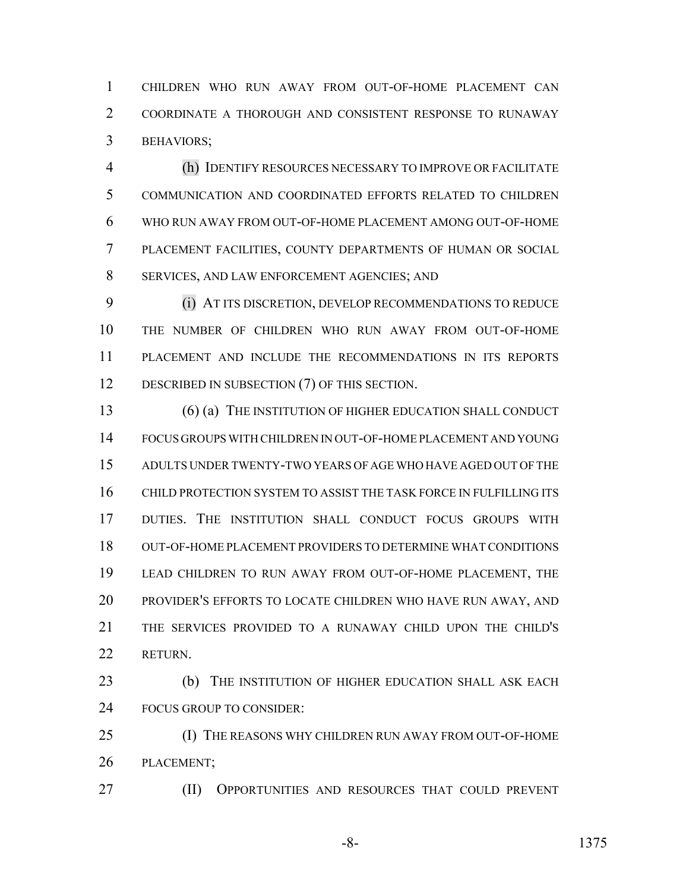CHILDREN WHO RUN AWAY FROM OUT-OF-HOME PLACEMENT CAN COORDINATE A THOROUGH AND CONSISTENT RESPONSE TO RUNAWAY BEHAVIORS;

(h) IDENTIFY RESOURCES NECESSARY TO IMPROVE OR FACILITATE COMMUNICATION AND COORDINATED EFFORTS RELATED TO CHILDREN WHO RUN AWAY FROM OUT-OF-HOME PLACEMENT AMONG OUT-OF-HOME PLACEMENT FACILITIES, COUNTY DEPARTMENTS OF HUMAN OR SOCIAL SERVICES, AND LAW ENFORCEMENT AGENCIES; AND

(i) AT ITS DISCRETION, DEVELOP RECOMMENDATIONS TO REDUCE THE NUMBER OF CHILDREN WHO RUN AWAY FROM OUT-OF-HOME PLACEMENT AND INCLUDE THE RECOMMENDATIONS IN ITS REPORTS DESCRIBED IN SUBSECTION (7) OF THIS SECTION.

(6) (a) THE INSTITUTION OF HIGHER EDUCATION SHALL CONDUCT FOCUS GROUPS WITH CHILDREN IN OUT-OF-HOME PLACEMENT AND YOUNG ADULTS UNDER TWENTY-TWO YEARS OF AGE WHO HAVE AGED OUT OF THE CHILD PROTECTION SYSTEM TO ASSIST THE TASK FORCE IN FULFILLING ITS DUTIES. THE INSTITUTION SHALL CONDUCT FOCUS GROUPS WITH OUT-OF-HOME PLACEMENT PROVIDERS TO DETERMINE WHAT CONDITIONS LEAD CHILDREN TO RUN AWAY FROM OUT-OF-HOME PLACEMENT, THE PROVIDER'S EFFORTS TO LOCATE CHILDREN WHO HAVE RUN AWAY, AND THE SERVICES PROVIDED TO A RUNAWAY CHILD UPON THE CHILD'S RETURN.

(b) THE INSTITUTION OF HIGHER EDUCATION SHALL ASK EACH FOCUS GROUP TO CONSIDER:

(I) THE REASONS WHY CHILDREN RUN AWAY FROM OUT-OF-HOME PLACEMENT;

(II) OPPORTUNITIES AND RESOURCES THAT COULD PREVENT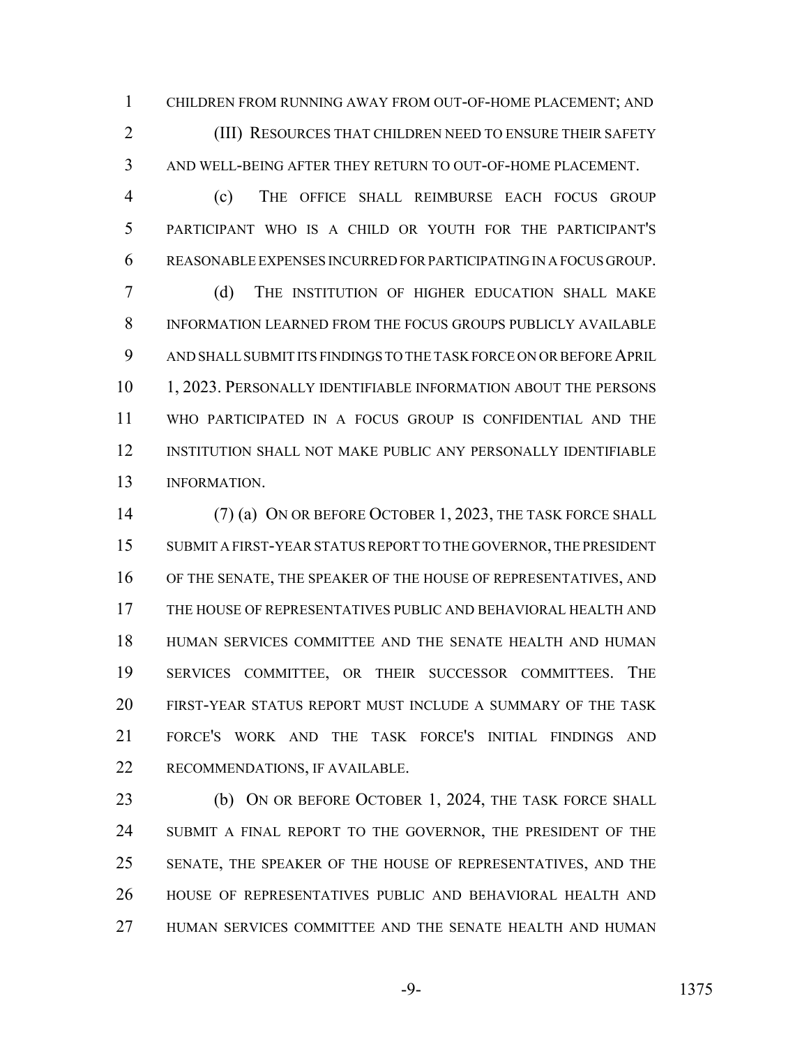CHILDREN FROM RUNNING AWAY FROM OUT-OF-HOME PLACEMENT; AND

(III) RESOURCES THAT CHILDREN NEED TO ENSURE THEIR SAFETY AND WELL-BEING AFTER THEY RETURN TO OUT-OF-HOME PLACEMENT.

(c) THE OFFICE SHALL REIMBURSE EACH FOCUS GROUP PARTICIPANT WHO IS A CHILD OR YOUTH FOR THE PARTICIPANT'S REASONABLE EXPENSES INCURRED FOR PARTICIPATING IN A FOCUS GROUP.

(d) THE INSTITUTION OF HIGHER EDUCATION SHALL MAKE INFORMATION LEARNED FROM THE FOCUS GROUPS PUBLICLY AVAILABLE AND SHALL SUBMIT ITS FINDINGS TO THE TASK FORCE ON OR BEFORE APRIL 1, 2023. PERSONALLY IDENTIFIABLE INFORMATION ABOUT THE PERSONS WHO PARTICIPATED IN A FOCUS GROUP IS CONFIDENTIAL AND THE INSTITUTION SHALL NOT MAKE PUBLIC ANY PERSONALLY IDENTIFIABLE INFORMATION.

(7) (a) ON OR BEFORE OCTOBER 1, 2023, THE TASK FORCE SHALL SUBMIT A FIRST-YEAR STATUS REPORT TO THE GOVERNOR, THE PRESIDENT OF THE SENATE, THE SPEAKER OF THE HOUSE OF REPRESENTATIVES, AND THE HOUSE OF REPRESENTATIVES PUBLIC AND BEHAVIORAL HEALTH AND HUMAN SERVICES COMMITTEE AND THE SENATE HEALTH AND HUMAN SERVICES COMMITTEE, OR THEIR SUCCESSOR COMMITTEES. THE FIRST-YEAR STATUS REPORT MUST INCLUDE A SUMMARY OF THE TASK FORCE'S WORK AND THE TASK FORCE'S INITIAL FINDINGS AND RECOMMENDATIONS, IF AVAILABLE.

(b) ON OR BEFORE OCTOBER 1, 2024, THE TASK FORCE SHALL SUBMIT A FINAL REPORT TO THE GOVERNOR, THE PRESIDENT OF THE SENATE, THE SPEAKER OF THE HOUSE OF REPRESENTATIVES, AND THE HOUSE OF REPRESENTATIVES PUBLIC AND BEHAVIORAL HEALTH AND HUMAN SERVICES COMMITTEE AND THE SENATE HEALTH AND HUMAN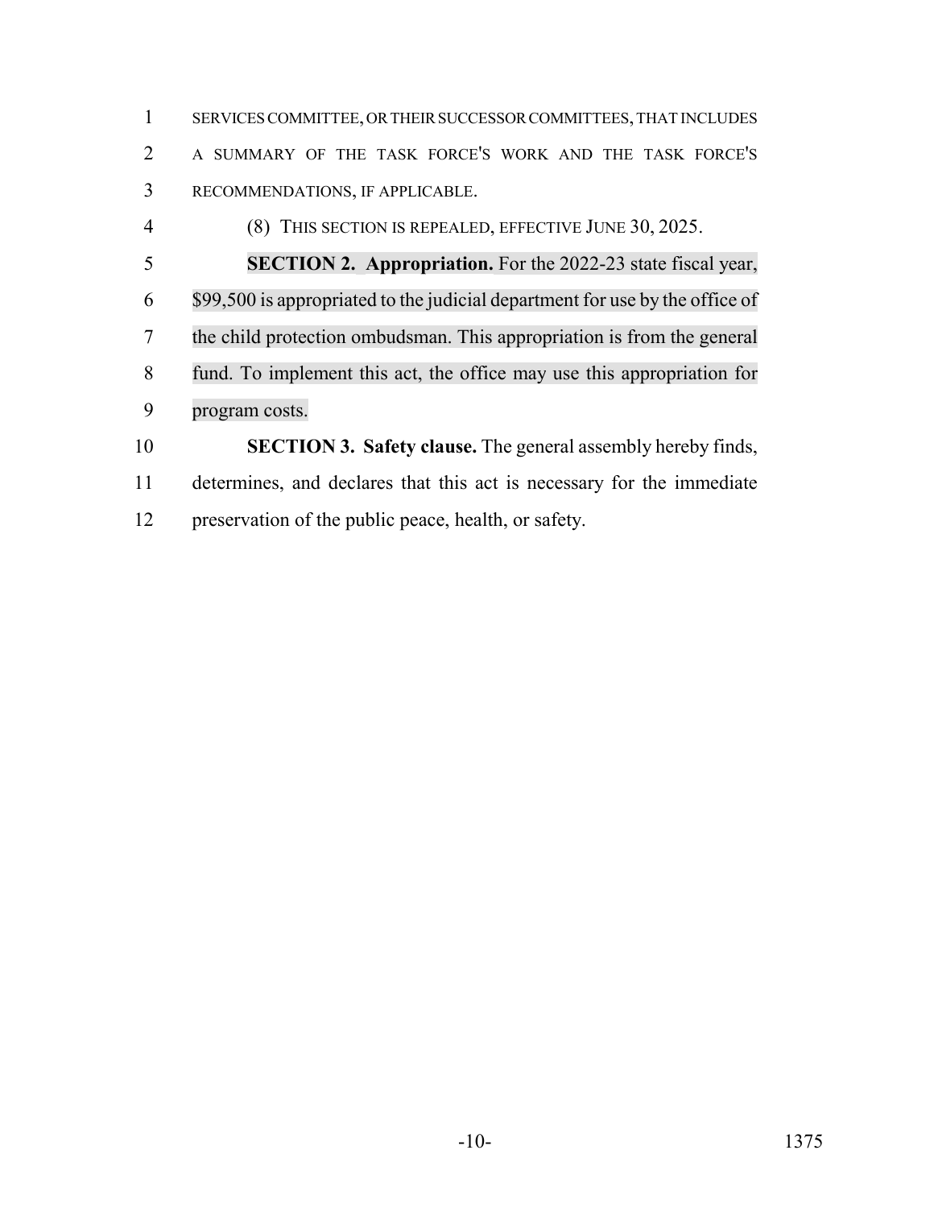SERVICES COMMITTEE, OR THEIR SUCCESSOR COMMITTEES, THAT INCLUDES A SUMMARY OF THE TASK FORCE'S WORK AND THE TASK FORCE'S RECOMMENDATIONS, IF APPLICABLE.

(8) THIS SECTION IS REPEALED, EFFECTIVE JUNE 30, 2025.

**SECTION 2. Appropriation.** For the 2022-23 state fiscal year, $99,500 is appropriated to the judicial department for use by the office of the child protection ombudsman. This appropriation is from the general fund. To implement this act, the office may use this appropriation for program costs.

**SECTION 3. Safety clause.** The general assembly hereby finds, determines, and declares that this act is necessary for the immediate preservation of the public peace, health, or safety.